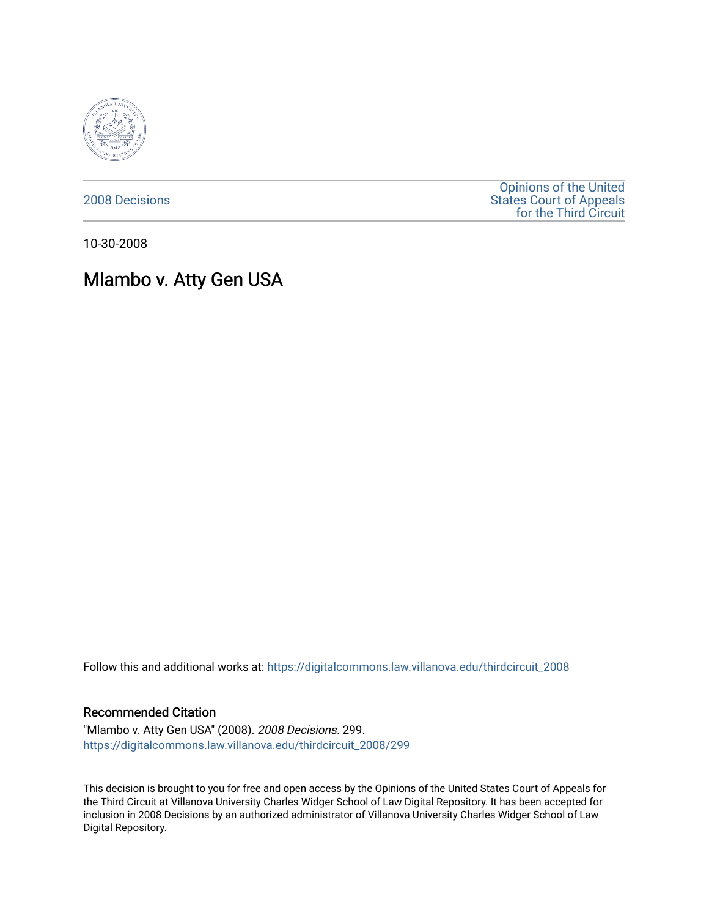2008 Decisions

Opinions of the United States Court of Appeals for the Third Circuit

10-30-2008

# Mlambo v. Atty Gen USA

Follow this and additional works at: https://digitalcommons.law.villanova.edu/thirdcircuit_2008

### Recommended Citation

"Mlambo v. Atty Gen USA" (2008). *2008 Decisions*. 299.
https://digitalcommons.law.villanova.edu/thirdcircuit_2008/299

This decision is brought to you for free and open access by the Opinions of the United States Court of Appeals for the Third Circuit at Villanova University Charles Widger School of Law Digital Repository. It has been accepted for inclusion in 2008 Decisions by an authorized administrator of Villanova University Charles Widger School of Law Digital Repository.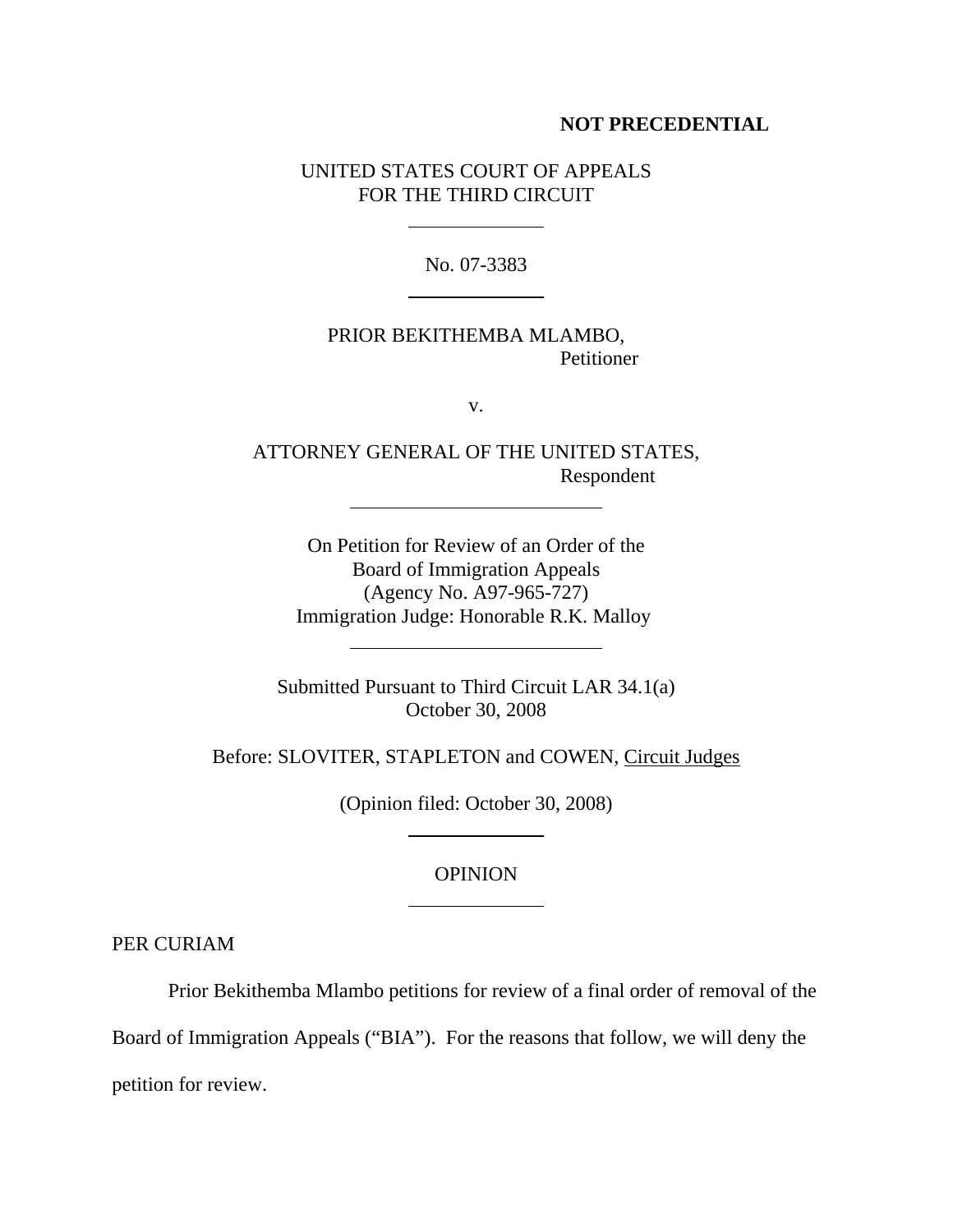**NOT PRECEDENTIAL**

UNITED STATES COURT OF APPEALS
FOR THE THIRD CIRCUIT

---

No. 07-3383

---

PRIOR BEKITHEMBA MLAMBO,
Petitioner

v.

ATTORNEY GENERAL OF THE UNITED STATES,
Respondent

---

On Petition for Review of an Order of the
Board of Immigration Appeals
(Agency No. A97-965-727)
Immigration Judge: Honorable R.K. Malloy

---

Submitted Pursuant to Third Circuit LAR 34.1(a)
October 30, 2008

Before: SLOVITER, STAPLETON and COWEN, Circuit Judges

(Opinion filed: October 30, 2008)

---

OPINION

---

PER CURIAM

Prior Bekithemba Mlambo petitions for review of a final order of removal of the Board of Immigration Appeals ("BIA"). For the reasons that follow, we will deny the petition for review.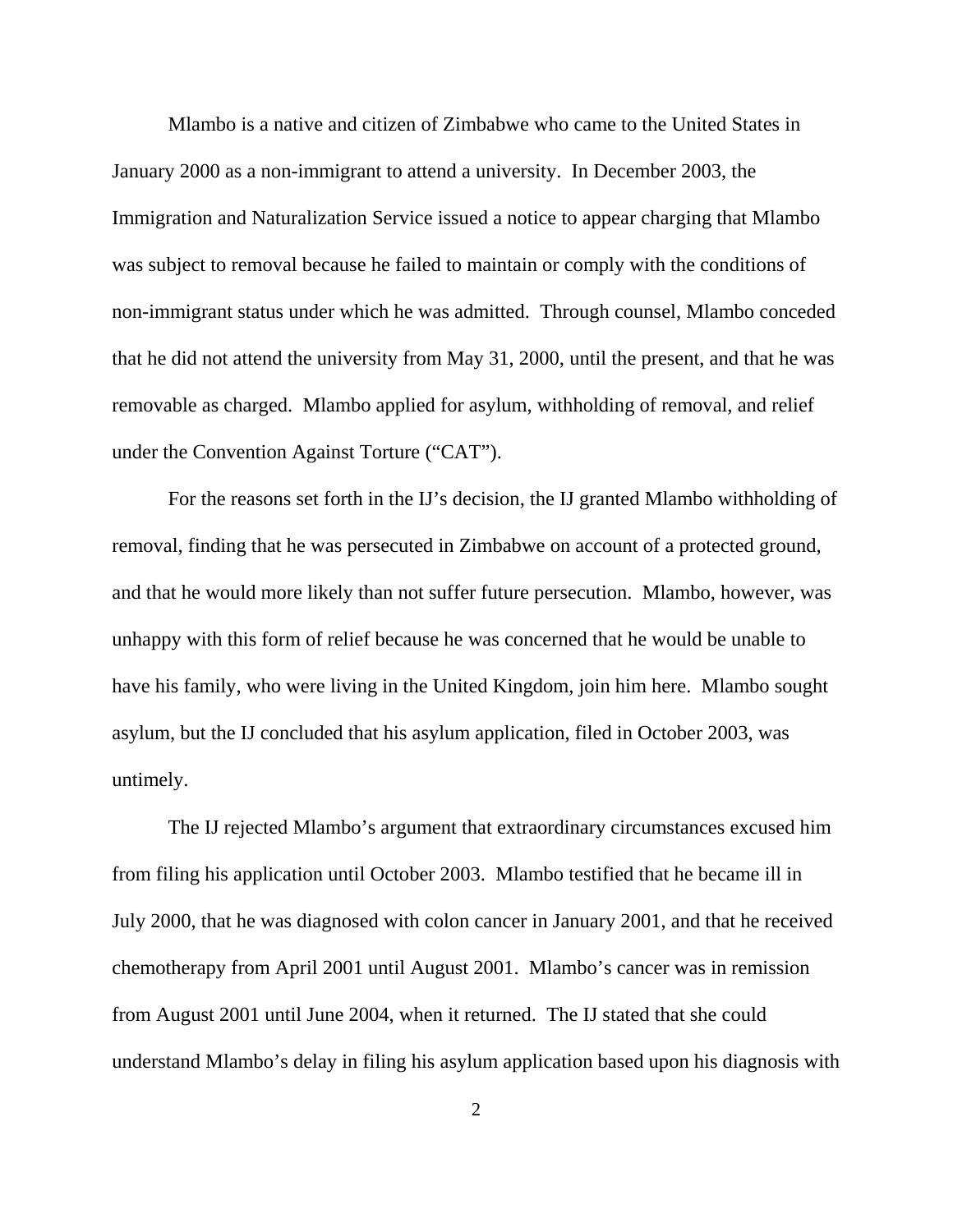Mlambo is a native and citizen of Zimbabwe who came to the United States in January 2000 as a non-immigrant to attend a university. In December 2003, the Immigration and Naturalization Service issued a notice to appear charging that Mlambo was subject to removal because he failed to maintain or comply with the conditions of non-immigrant status under which he was admitted. Through counsel, Mlambo conceded that he did not attend the university from May 31, 2000, until the present, and that he was removable as charged. Mlambo applied for asylum, withholding of removal, and relief under the Convention Against Torture ("CAT").

For the reasons set forth in the IJ's decision, the IJ granted Mlambo withholding of removal, finding that he was persecuted in Zimbabwe on account of a protected ground, and that he would more likely than not suffer future persecution. Mlambo, however, was unhappy with this form of relief because he was concerned that he would be unable to have his family, who were living in the United Kingdom, join him here. Mlambo sought asylum, but the IJ concluded that his asylum application, filed in October 2003, was untimely.

The IJ rejected Mlambo's argument that extraordinary circumstances excused him from filing his application until October 2003. Mlambo testified that he became ill in July 2000, that he was diagnosed with colon cancer in January 2001, and that he received chemotherapy from April 2001 until August 2001. Mlambo's cancer was in remission from August 2001 until June 2004, when it returned. The IJ stated that she could understand Mlambo's delay in filing his asylum application based upon his diagnosis with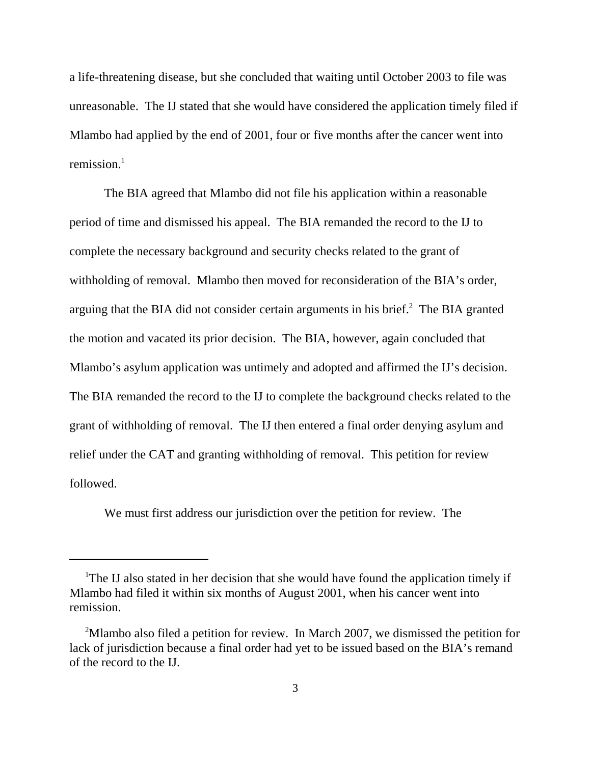a life-threatening disease, but she concluded that waiting until October 2003 to file was unreasonable. The IJ stated that she would have considered the application timely filed if Mlambo had applied by the end of 2001, four or five months after the cancer went into remission.[1]

The BIA agreed that Mlambo did not file his application within a reasonable period of time and dismissed his appeal. The BIA remanded the record to the IJ to complete the necessary background and security checks related to the grant of withholding of removal. Mlambo then moved for reconsideration of the BIA's order, arguing that the BIA did not consider certain arguments in his brief.[2] The BIA granted the motion and vacated its prior decision. The BIA, however, again concluded that Mlambo's asylum application was untimely and adopted and affirmed the IJ's decision. The BIA remanded the record to the IJ to complete the background checks related to the grant of withholding of removal. The IJ then entered a final order denying asylum and relief under the CAT and granting withholding of removal. This petition for review followed.

We must first address our jurisdiction over the petition for review. The

---

[1]The IJ also stated in her decision that she would have found the application timely if Mlambo had filed it within six months of August 2001, when his cancer went into remission.

[2]Mlambo also filed a petition for review. In March 2007, we dismissed the petition for lack of jurisdiction because a final order had yet to be issued based on the BIA's remand of the record to the IJ.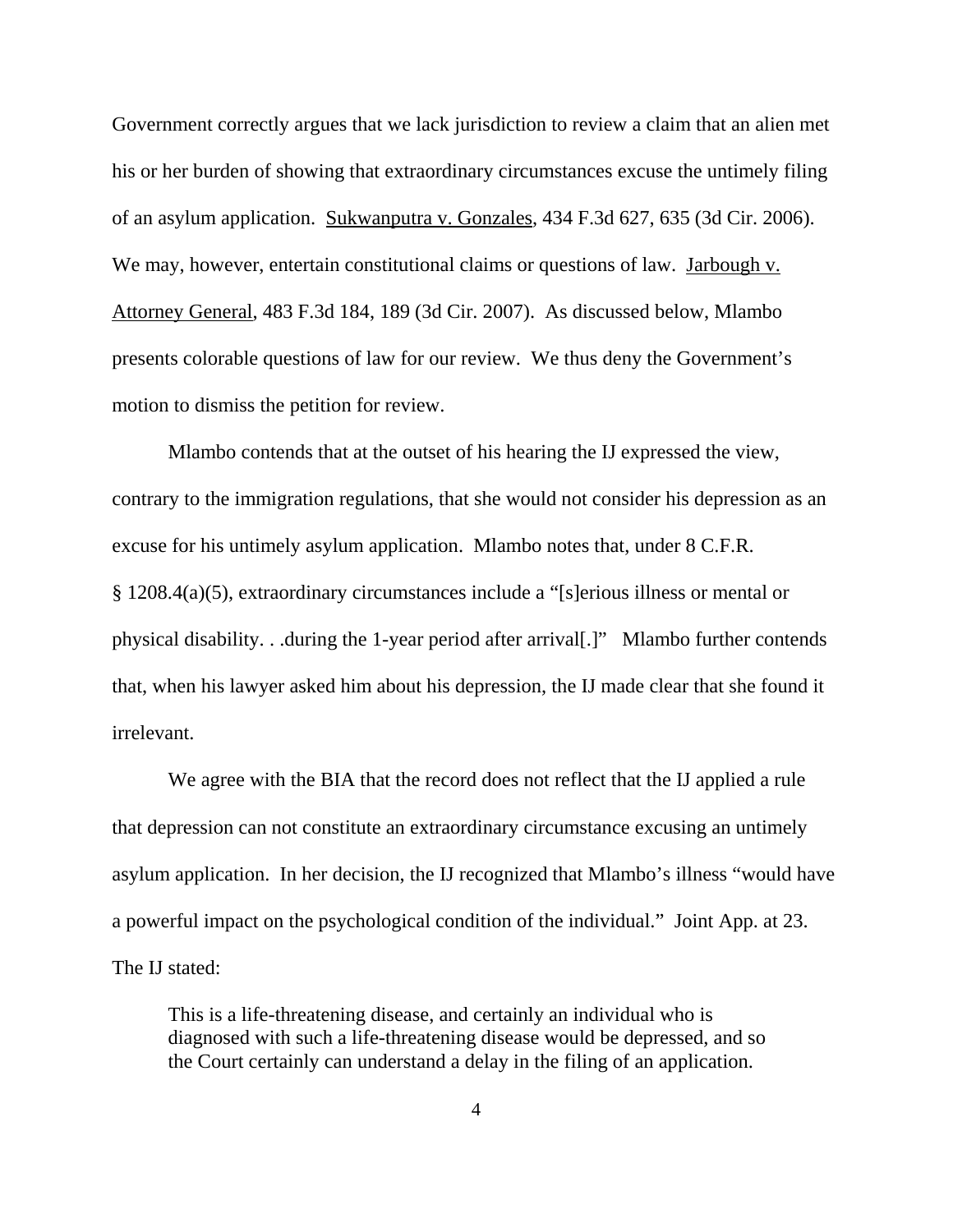Government correctly argues that we lack jurisdiction to review a claim that an alien met his or her burden of showing that extraordinary circumstances excuse the untimely filing of an asylum application. Sukwanputra v. Gonzales, 434 F.3d 627, 635 (3d Cir. 2006). We may, however, entertain constitutional claims or questions of law. Jarbough v. Attorney General, 483 F.3d 184, 189 (3d Cir. 2007). As discussed below, Mlambo presents colorable questions of law for our review. We thus deny the Government's motion to dismiss the petition for review.

Mlambo contends that at the outset of his hearing the IJ expressed the view, contrary to the immigration regulations, that she would not consider his depression as an excuse for his untimely asylum application. Mlambo notes that, under 8 C.F.R. § 1208.4(a)(5), extraordinary circumstances include a "[s]erious illness or mental or physical disability. . .during the 1-year period after arrival[.]" Mlambo further contends that, when his lawyer asked him about his depression, the IJ made clear that she found it irrelevant.

We agree with the BIA that the record does not reflect that the IJ applied a rule that depression can not constitute an extraordinary circumstance excusing an untimely asylum application. In her decision, the IJ recognized that Mlambo's illness "would have a powerful impact on the psychological condition of the individual." Joint App. at 23. The IJ stated:

> This is a life-threatening disease, and certainly an individual who is diagnosed with such a life-threatening disease would be depressed, and so the Court certainly can understand a delay in the filing of an application.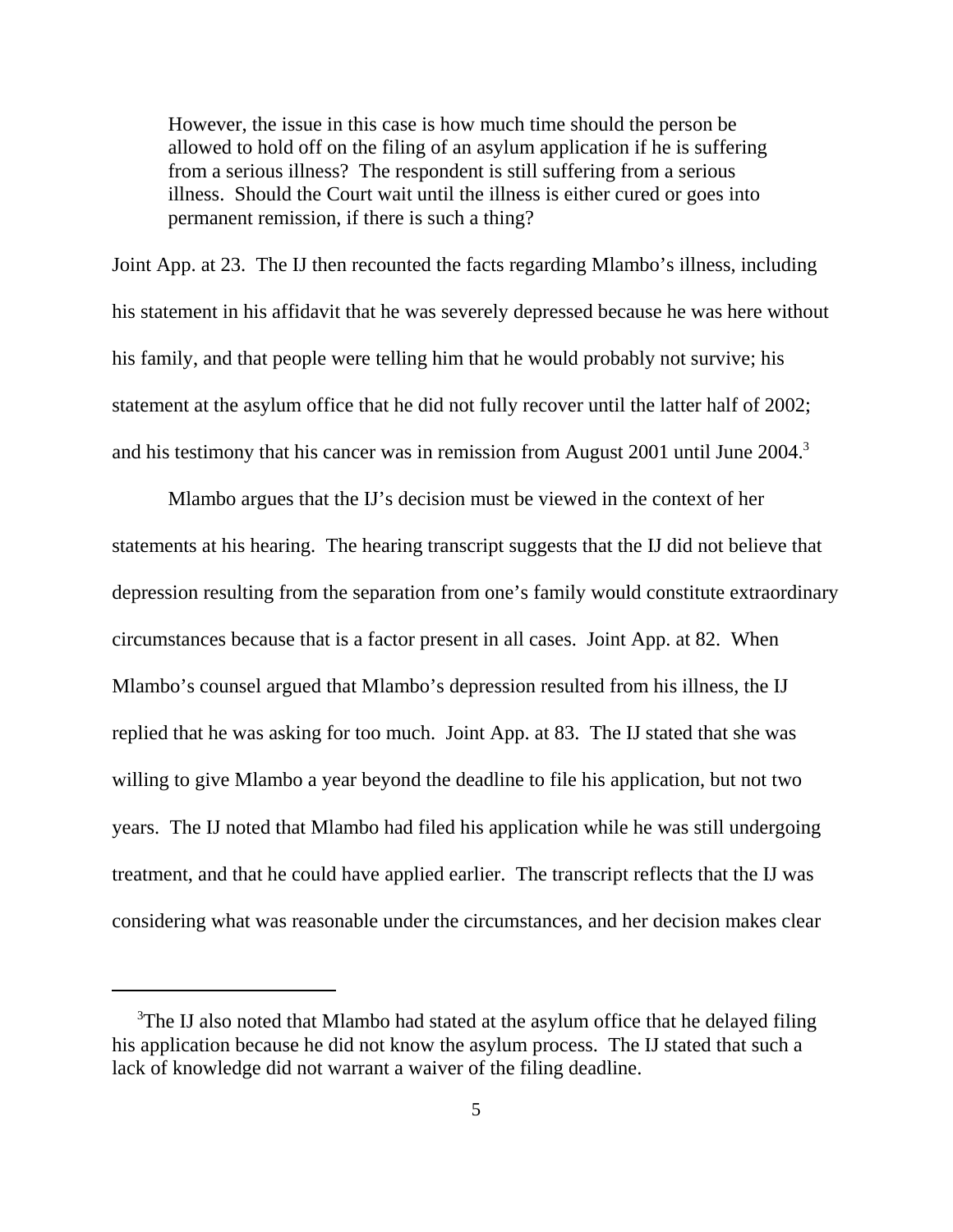> However, the issue in this case is how much time should the person be allowed to hold off on the filing of an asylum application if he is suffering from a serious illness? The respondent is still suffering from a serious illness. Should the Court wait until the illness is either cured or goes into permanent remission, if there is such a thing?

Joint App. at 23. The IJ then recounted the facts regarding Mlambo's illness, including his statement in his affidavit that he was severely depressed because he was here without his family, and that people were telling him that he would probably not survive; his statement at the asylum office that he did not fully recover until the latter half of 2002; and his testimony that his cancer was in remission from August 2001 until June 2004.[3]

Mlambo argues that the IJ's decision must be viewed in the context of her statements at his hearing. The hearing transcript suggests that the IJ did not believe that depression resulting from the separation from one's family would constitute extraordinary circumstances because that is a factor present in all cases. Joint App. at 82. When Mlambo's counsel argued that Mlambo's depression resulted from his illness, the IJ replied that he was asking for too much. Joint App. at 83. The IJ stated that she was willing to give Mlambo a year beyond the deadline to file his application, but not two years. The IJ noted that Mlambo had filed his application while he was still undergoing treatment, and that he could have applied earlier. The transcript reflects that the IJ was considering what was reasonable under the circumstances, and her decision makes clear

[3]The IJ also noted that Mlambo had stated at the asylum office that he delayed filing his application because he did not know the asylum process. The IJ stated that such a lack of knowledge did not warrant a waiver of the filing deadline.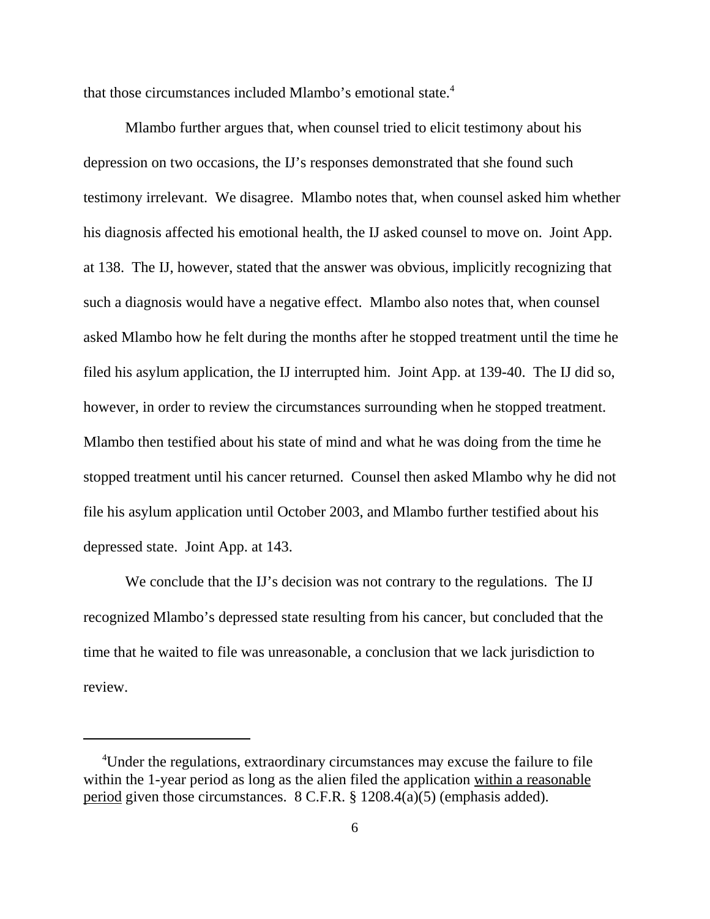that those circumstances included Mlambo's emotional state.[4]

Mlambo further argues that, when counsel tried to elicit testimony about his depression on two occasions, the IJ's responses demonstrated that she found such testimony irrelevant. We disagree. Mlambo notes that, when counsel asked him whether his diagnosis affected his emotional health, the IJ asked counsel to move on. Joint App. at 138. The IJ, however, stated that the answer was obvious, implicitly recognizing that such a diagnosis would have a negative effect. Mlambo also notes that, when counsel asked Mlambo how he felt during the months after he stopped treatment until the time he filed his asylum application, the IJ interrupted him. Joint App. at 139-40. The IJ did so, however, in order to review the circumstances surrounding when he stopped treatment. Mlambo then testified about his state of mind and what he was doing from the time he stopped treatment until his cancer returned. Counsel then asked Mlambo why he did not file his asylum application until October 2003, and Mlambo further testified about his depressed state. Joint App. at 143.

We conclude that the IJ's decision was not contrary to the regulations. The IJ recognized Mlambo's depressed state resulting from his cancer, but concluded that the time that he waited to file was unreasonable, a conclusion that we lack jurisdiction to review.

---

[4]Under the regulations, extraordinary circumstances may excuse the failure to file within the 1-year period as long as the alien filed the application <u>within a reasonable period</u> given those circumstances. 8 C.F.R. § 1208.4(a)(5) (emphasis added).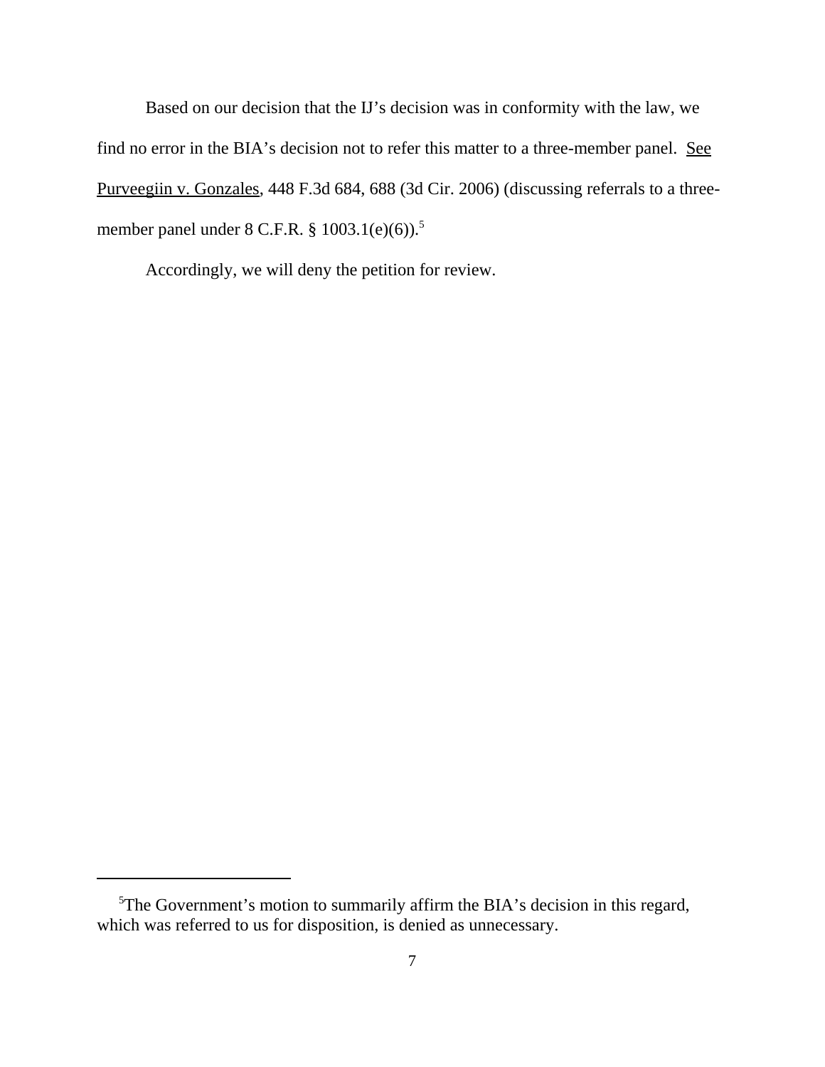Based on our decision that the IJ's decision was in conformity with the law, we find no error in the BIA's decision not to refer this matter to a three-member panel. See Purveegiin v. Gonzales, 448 F.3d 684, 688 (3d Cir. 2006) (discussing referrals to a three-member panel under 8 C.F.R. § 1003.1(e)(6)).[5]

Accordingly, we will deny the petition for review.

---

[5]The Government's motion to summarily affirm the BIA's decision in this regard, which was referred to us for disposition, is denied as unnecessary.